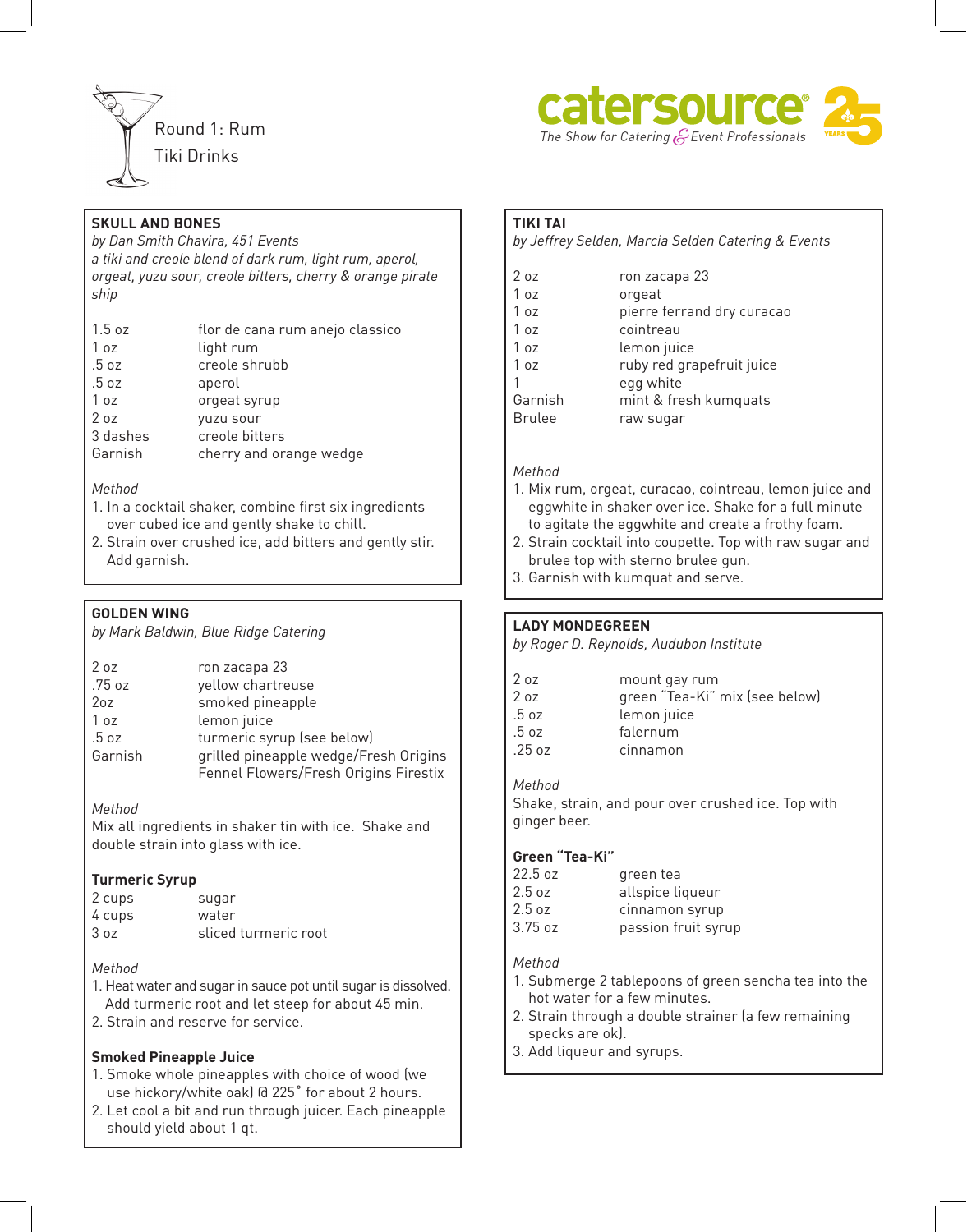Round 1: Rum
Tiki Drinks

catersource® — The Show for Catering & Event Professionals — 25 Years

## SKULL AND BONES

*by Dan Smith Chavira, 451 Events*
*a tiki and creole blend of dark rum, light rum, aperol, orgeat, yuzu sour, creole bitters, cherry & orange pirate ship*

| | |
|---|---|
| 1.5 oz | flor de cana rum anejo classico |
| 1 oz | light rum |
| .5 oz | creole shrubb |
| .5 oz | aperol |
| 1 oz | orgeat syrup |
| 2 oz | yuzu sour |
| 3 dashes | creole bitters |
| Garnish | cherry and orange wedge |

*Method*

1. In a cocktail shaker, combine first six ingredients over cubed ice and gently shake to chill.
2. Strain over crushed ice, add bitters and gently stir. Add garnish.

## GOLDEN WING

*by Mark Baldwin, Blue Ridge Catering*

| | |
|---|---|
| 2 oz | ron zacapa 23 |
| .75 oz | yellow chartreuse |
| 2oz | smoked pineapple |
| 1 oz | lemon juice |
| .5 oz | turmeric syrup (see below) |
| Garnish | grilled pineapple wedge/Fresh Origins Fennel Flowers/Fresh Origins Firestix |

*Method*

Mix all ingredients in shaker tin with ice. Shake and double strain into glass with ice.

### Turmeric Syrup

| | |
|---|---|
| 2 cups | sugar |
| 4 cups | water |
| 3 oz | sliced turmeric root |

*Method*

1. Heat water and sugar in sauce pot until sugar is dissolved. Add turmeric root and let steep for about 45 min.
2. Strain and reserve for service.

### Smoked Pineapple Juice

1. Smoke whole pineapples with choice of wood (we use hickory/white oak) @ 225˚ for about 2 hours.
2. Let cool a bit and run through juicer. Each pineapple should yield about 1 qt.

## TIKI TAI

*by Jeffrey Selden, Marcia Selden Catering & Events*

| | |
|---|---|
| 2 oz | ron zacapa 23 |
| 1 oz | orgeat |
| 1 oz | pierre ferrand dry curacao |
| 1 oz | cointreau |
| 1 oz | lemon juice |
| 1 oz | ruby red grapefruit juice |
| 1 | egg white |
| Garnish | mint & fresh kumquats |
| Brulee | raw sugar |

*Method*

1. Mix rum, orgeat, curacao, cointreau, lemon juice and eggwhite in shaker over ice. Shake for a full minute to agitate the eggwhite and create a frothy foam.
2. Strain cocktail into coupette. Top with raw sugar and brulee top with sterno brulee gun.
3. Garnish with kumquat and serve.

## LADY MONDEGREEN

*by Roger D. Reynolds, Audubon Institute*

| | |
|---|---|
| 2 oz | mount gay rum |
| 2 oz | green "Tea-Ki" mix (see below) |
| .5 oz | lemon juice |
| .5 oz | falernum |
| .25 oz | cinnamon |

*Method*

Shake, strain, and pour over crushed ice. Top with ginger beer.

### Green "Tea-Ki"

| | |
|---|---|
| 22.5 oz | green tea |
| 2.5 oz | allspice liqueur |
| 2.5 oz | cinnamon syrup |
| 3.75 oz | passion fruit syrup |

*Method*

1. Submerge 2 tablepoons of green sencha tea into the hot water for a few minutes.
2. Strain through a double strainer (a few remaining specks are ok).
3. Add liqueur and syrups.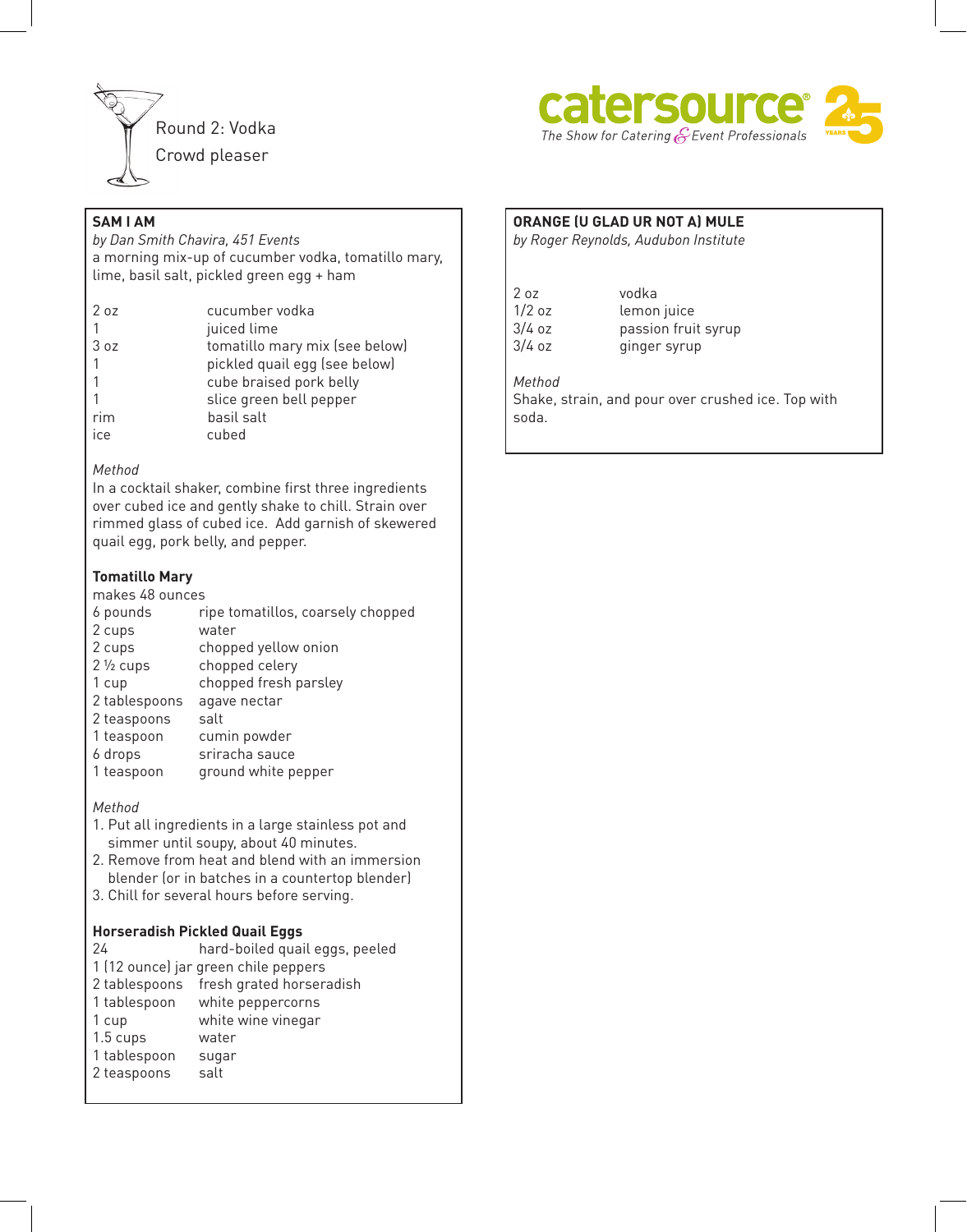Round 2: Vodka
Crowd pleaser

## SAM I AM

*by Dan Smith Chavira, 451 Events*

a morning mix-up of cucumber vodka, tomatillo mary, lime, basil salt, pickled green egg + ham

| | |
|---|---|
| 2 oz | cucumber vodka |
| 1 | juiced lime |
| 3 oz | tomatillo mary mix (see below) |
| 1 | pickled quail egg (see below) |
| 1 | cube braised pork belly |
| 1 | slice green bell pepper |
| rim | basil salt |
| ice | cubed |

*Method*

In a cocktail shaker, combine first three ingredients over cubed ice and gently shake to chill. Strain over rimmed glass of cubed ice. Add garnish of skewered quail egg, pork belly, and pepper.

### Tomatillo Mary

makes 48 ounces

| | |
|---|---|
| 6 pounds | ripe tomatillos, coarsely chopped |
| 2 cups | water |
| 2 cups | chopped yellow onion |
| 2 ½ cups | chopped celery |
| 1 cup | chopped fresh parsley |
| 2 tablespoons | agave nectar |
| 2 teaspoons | salt |
| 1 teaspoon | cumin powder |
| 6 drops | sriracha sauce |
| 1 teaspoon | ground white pepper |

*Method*

1. Put all ingredients in a large stainless pot and simmer until soupy, about 40 minutes.
2. Remove from heat and blend with an immersion blender (or in batches in a countertop blender)
3. Chill for several hours before serving.

### Horseradish Pickled Quail Eggs

| | |
|---|---|
| 24 | hard-boiled quail eggs, peeled |
| 1 (12 ounce) jar green chile peppers | |
| 2 tablespoons | fresh grated horseradish |
| 1 tablespoon | white peppercorns |
| 1 cup | white wine vinegar |
| 1.5 cups | water |
| 1 tablespoon | sugar |
| 2 teaspoons | salt |

## ORANGE (U GLAD UR NOT A) MULE

*by Roger Reynolds, Audubon Institute*

| | |
|---|---|
| 2 oz | vodka |
| 1/2 oz | lemon juice |
| 3/4 oz | passion fruit syrup |
| 3/4 oz | ginger syrup |

*Method*

Shake, strain, and pour over crushed ice. Top with soda.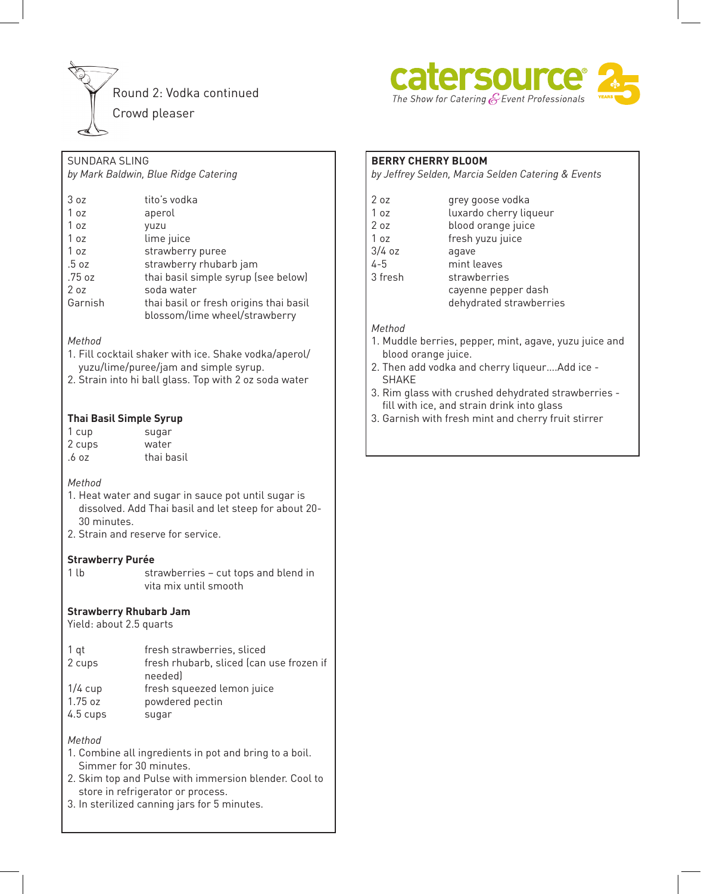Round 2: Vodka continued

Crowd pleaser

catersource — The Show for Catering & Event Professionals — 25 YEARS

## SUNDARA SLING

*by Mark Baldwin, Blue Ridge Catering*

| | |
|---|---|
| 3 oz | tito's vodka |
| 1 oz | aperol |
| 1 oz | yuzu |
| 1 oz | lime juice |
| 1 oz | strawberry puree |
| .5 oz | strawberry rhubarb jam |
| .75 oz | thai basil simple syrup (see below) |
| 2 oz | soda water |
| Garnish | thai basil or fresh origins thai basil blossom/lime wheel/strawberry |

*Method*

1. Fill cocktail shaker with ice. Shake vodka/aperol/yuzu/lime/puree/jam and simple syrup.
2. Strain into hi ball glass. Top with 2 oz soda water

### Thai Basil Simple Syrup

| | |
|---|---|
| 1 cup | sugar |
| 2 cups | water |
| .6 oz | thai basil |

*Method*

1. Heat water and sugar in sauce pot until sugar is dissolved. Add Thai basil and let steep for about 20-30 minutes.
2. Strain and reserve for service.

### Strawberry Purée

| | |
|---|---|
| 1 lb | strawberries – cut tops and blend in vita mix until smooth |

### Strawberry Rhubarb Jam

Yield: about 2.5 quarts

| | |
|---|---|
| 1 qt | fresh strawberries, sliced |
| 2 cups | fresh rhubarb, sliced (can use frozen if needed) |
| 1/4 cup | fresh squeezed lemon juice |
| 1.75 oz | powdered pectin |
| 4.5 cups | sugar |

*Method*

1. Combine all ingredients in pot and bring to a boil. Simmer for 30 minutes.
2. Skim top and Pulse with immersion blender. Cool to store in refrigerator or process.
3. In sterilized canning jars for 5 minutes.

## BERRY CHERRY BLOOM

*by Jeffrey Selden, Marcia Selden Catering & Events*

| | |
|---|---|
| 2 oz | grey goose vodka |
| 1 oz | luxardo cherry liqueur |
| 2 oz | blood orange juice |
| 1 oz | fresh yuzu juice |
| 3/4 oz | agave |
| 4-5 | mint leaves |
| 3 fresh | strawberries |
| | cayenne pepper dash |
| | dehydrated strawberries |

*Method*

1. Muddle berries, pepper, mint, agave, yuzu juice and blood orange juice.
2. Then add vodka and cherry liqueur....Add ice - SHAKE
3. Rim glass with crushed dehydrated strawberries - fill with ice, and strain drink into glass
3. Garnish with fresh mint and cherry fruit stirrer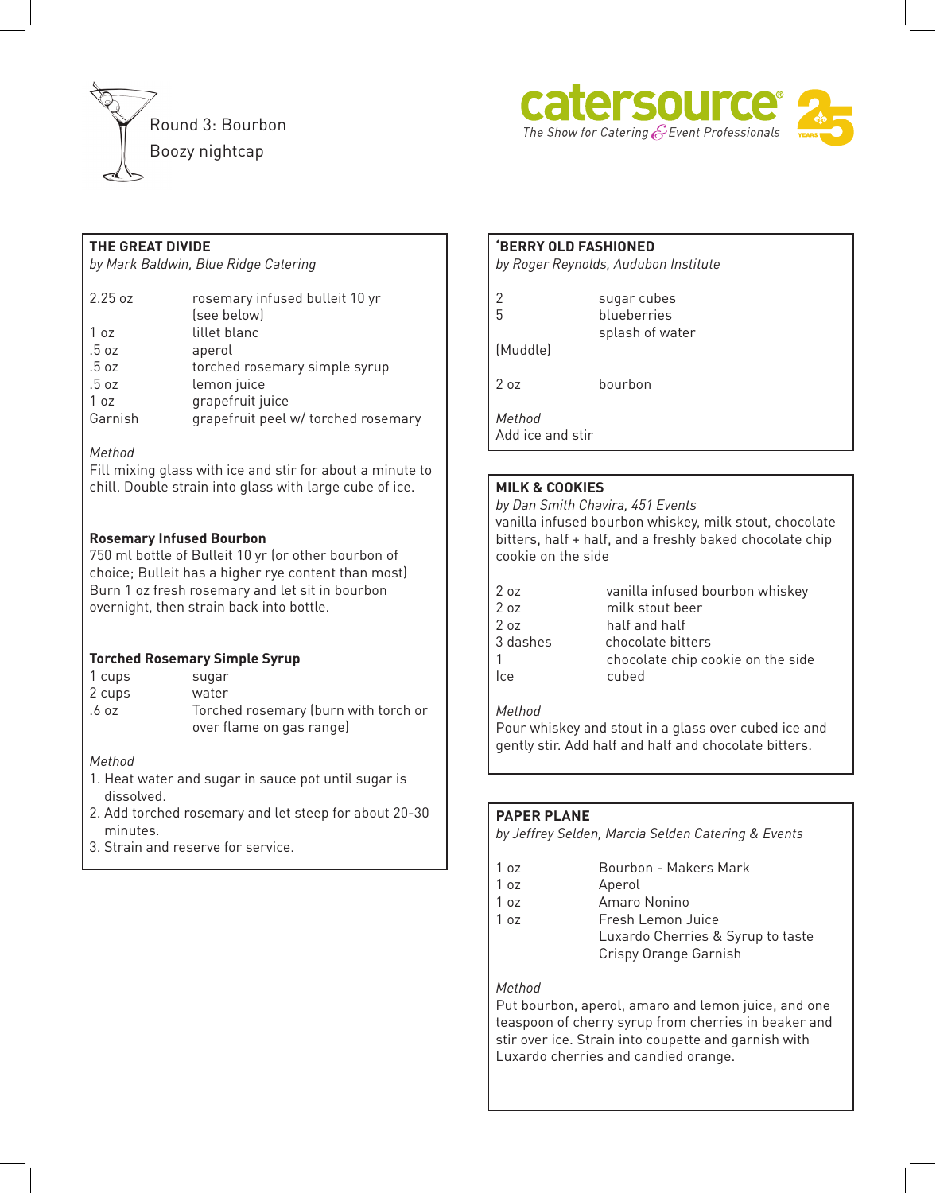Round 3: Bourbon

Boozy nightcap

catersource® The Show for Catering & Event Professionals 25 YEARS

## THE GREAT DIVIDE

*by Mark Baldwin, Blue Ridge Catering*

| | |
|---|---|
| 2.25 oz | rosemary infused bulleit 10 yr (see below) |
| 1 oz | lillet blanc |
| .5 oz | aperol |
| .5 oz | torched rosemary simple syrup |
| .5 oz | lemon juice |
| 1 oz | grapefruit juice |
| Garnish | grapefruit peel w/ torched rosemary |

*Method*

Fill mixing glass with ice and stir for about a minute to chill. Double strain into glass with large cube of ice.

**Rosemary Infused Bourbon**

750 ml bottle of Bulleit 10 yr (or other bourbon of choice; Bulleit has a higher rye content than most) Burn 1 oz fresh rosemary and let sit in bourbon overnight, then strain back into bottle.

**Torched Rosemary Simple Syrup**

| | |
|---|---|
| 1 cups | sugar |
| 2 cups | water |
| .6 oz | Torched rosemary (burn with torch or over flame on gas range) |

*Method*

1. Heat water and sugar in sauce pot until sugar is dissolved.
2. Add torched rosemary and let steep for about 20-30 minutes.
3. Strain and reserve for service.

## 'BERRY OLD FASHIONED

*by Roger Reynolds, Audubon Institute*

| | |
|---|---|
| 2 | sugar cubes |
| 5 | blueberries |
| | splash of water |
| (Muddle) | |
| 2 oz | bourbon |

*Method*

Add ice and stir

## MILK & COOKIES

*by Dan Smith Chavira, 451 Events*

vanilla infused bourbon whiskey, milk stout, chocolate bitters, half + half, and a freshly baked chocolate chip cookie on the side

| | |
|---|---|
| 2 oz | vanilla infused bourbon whiskey |
| 2 oz | milk stout beer |
| 2 oz | half and half |
| 3 dashes | chocolate bitters |
| 1 | chocolate chip cookie on the side |
| Ice | cubed |

*Method*

Pour whiskey and stout in a glass over cubed ice and gently stir. Add half and half and chocolate bitters.

## PAPER PLANE

*by Jeffrey Selden, Marcia Selden Catering & Events*

| | |
|---|---|
| 1 oz | Bourbon - Makers Mark |
| 1 oz | Aperol |
| 1 oz | Amaro Nonino |
| 1 oz | Fresh Lemon Juice |
| | Luxardo Cherries & Syrup to taste |
| | Crispy Orange Garnish |

*Method*

Put bourbon, aperol, amaro and lemon juice, and one teaspoon of cherry syrup from cherries in beaker and stir over ice. Strain into coupette and garnish with Luxardo cherries and candied orange.